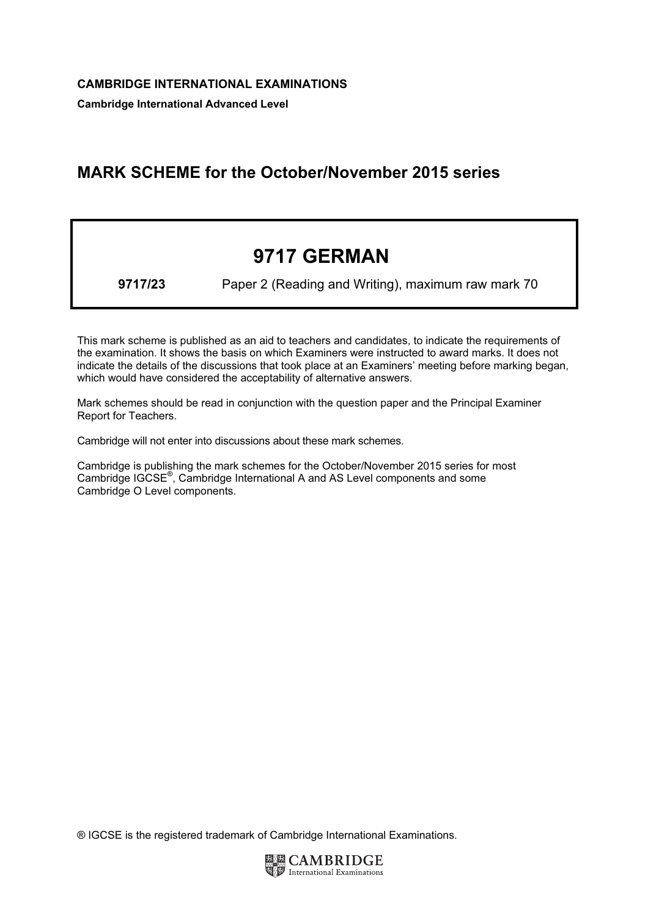**CAMBRIDGE INTERNATIONAL EXAMINATIONS**

**Cambridge International Advanced Level**

# MARK SCHEME for the October/November 2015 series

## 9717 GERMAN

**9717/23** Paper 2 (Reading and Writing), maximum raw mark 70

This mark scheme is published as an aid to teachers and candidates, to indicate the requirements of the examination. It shows the basis on which Examiners were instructed to award marks. It does not indicate the details of the discussions that took place at an Examiners' meeting before marking began, which would have considered the acceptability of alternative answers.

Mark schemes should be read in conjunction with the question paper and the Principal Examiner Report for Teachers.

Cambridge will not enter into discussions about these mark schemes.

Cambridge is publishing the mark schemes for the October/November 2015 series for most Cambridge IGCSE®, Cambridge International A and AS Level components and some Cambridge O Level components.

® IGCSE is the registered trademark of Cambridge International Examinations.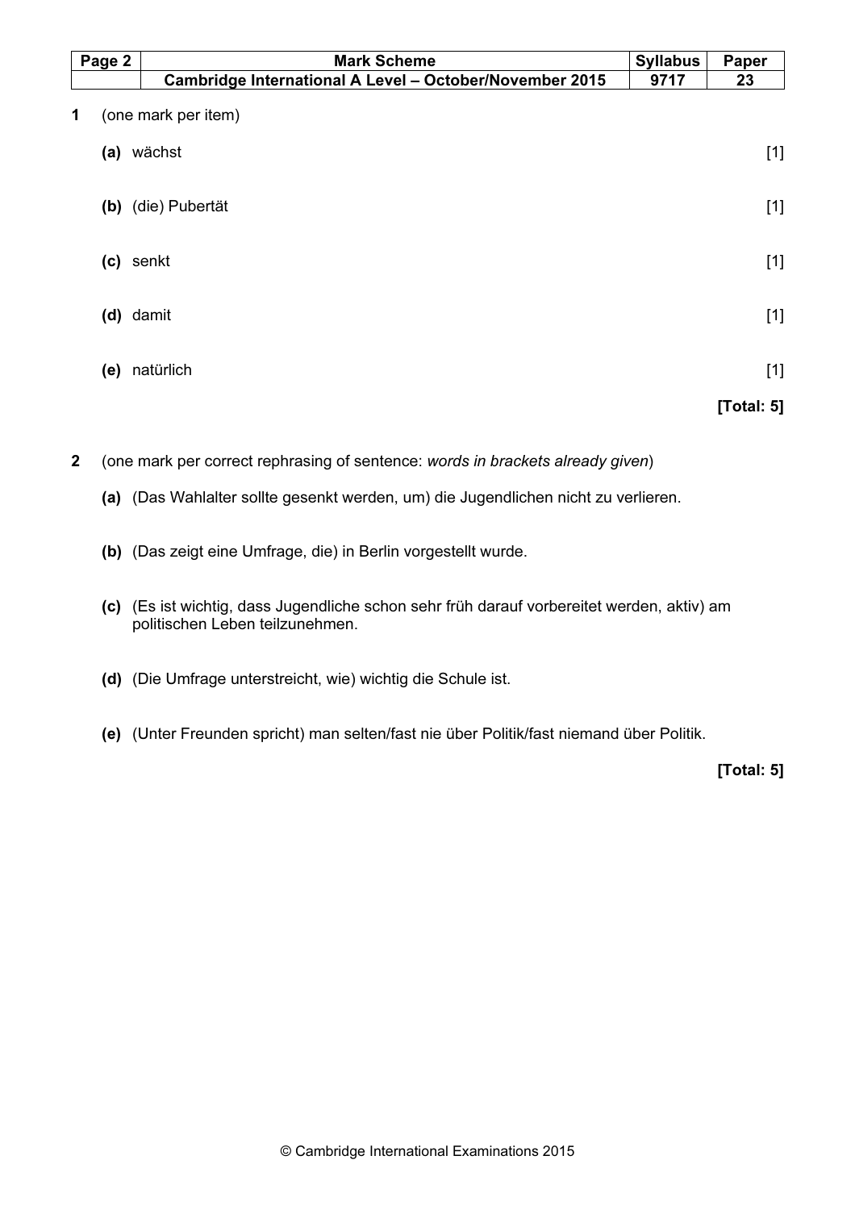**1** (one mark per item)

**(a)** wächst [1]

**(b)** (die) Pubertät [1]

**(c)** senkt [1]

**(d)** damit [1]

**(e)** natürlich [1]

**[Total: 5]**

**2** (one mark per correct rephrasing of sentence: *words in brackets already given*)

**(a)** (Das Wahlalter sollte gesenkt werden, um) die Jugendlichen nicht zu verlieren.

**(b)** (Das zeigt eine Umfrage, die) in Berlin vorgestellt wurde.

**(c)** (Es ist wichtig, dass Jugendliche schon sehr früh darauf vorbereitet werden, aktiv) am politischen Leben teilzunehmen.

**(d)** (Die Umfrage unterstreicht, wie) wichtig die Schule ist.

**(e)** (Unter Freunden spricht) man selten/fast nie über Politik/fast niemand über Politik.

**[Total: 5]**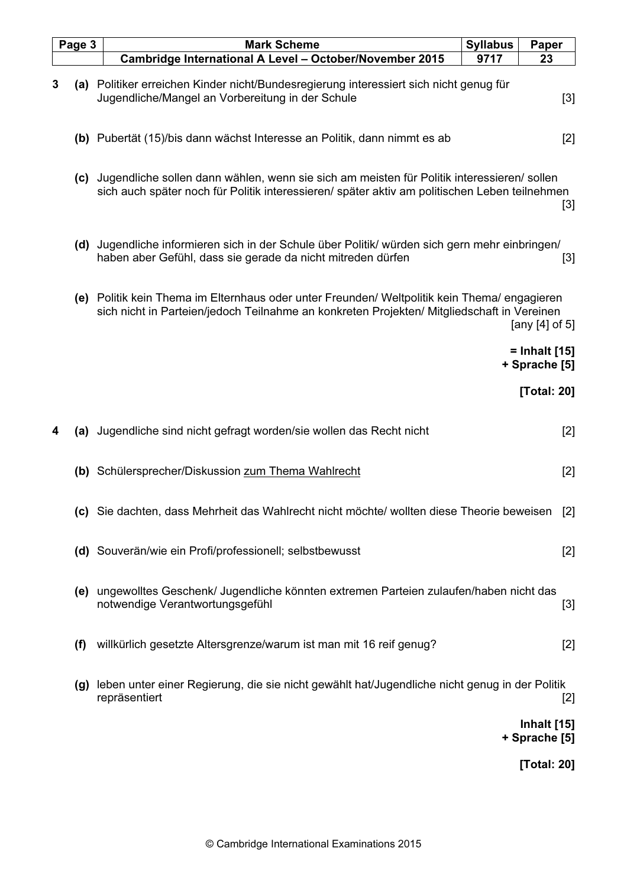**3** **(a)** Politiker erreichen Kinder nicht/Bundesregierung interessiert sich nicht genug für Jugendliche/Mangel an Vorbereitung in der Schule [3]

**(b)** Pubertät (15)/bis dann wächst Interesse an Politik, dann nimmt es ab [2]

**(c)** Jugendliche sollen dann wählen, wenn sie sich am meisten für Politik interessieren/ sollen sich auch später noch für Politik interessieren/ später aktiv am politischen Leben teilnehmen [3]

**(d)** Jugendliche informieren sich in der Schule über Politik/ würden sich gern mehr einbringen/ haben aber Gefühl, dass sie gerade da nicht mitreden dürfen [3]

**(e)** Politik kein Thema im Elternhaus oder unter Freunden/ Weltpolitik kein Thema/ engagieren sich nicht in Parteien/jedoch Teilnahme an konkreten Projekten/ Mitgliedschaft in Vereinen [any [4] of 5]

**= Inhalt [15]**
**+ Sprache [5]**

**[Total: 20]**

**4** **(a)** Jugendliche sind nicht gefragt worden/sie wollen das Recht nicht [2]

**(b)** Schülersprecher/Diskussion <u>zum Thema Wahlrecht</u> [2]

**(c)** Sie dachten, dass Mehrheit das Wahlrecht nicht möchte/ wollten diese Theorie beweisen [2]

**(d)** Souverän/wie ein Profi/professionell; selbstbewusst [2]

**(e)** ungewolltes Geschenk/ Jugendliche könnten extremen Parteien zulaufen/haben nicht das notwendige Verantwortungsgefühl [3]

**(f)** willkürlich gesetzte Altersgrenze/warum ist man mit 16 reif genug? [2]

**(g)** leben unter einer Regierung, die sie nicht gewählt hat/Jugendliche nicht genug in der Politik repräsentiert [2]

**Inhalt [15]**
**+ Sprache [5]**

**[Total: 20]**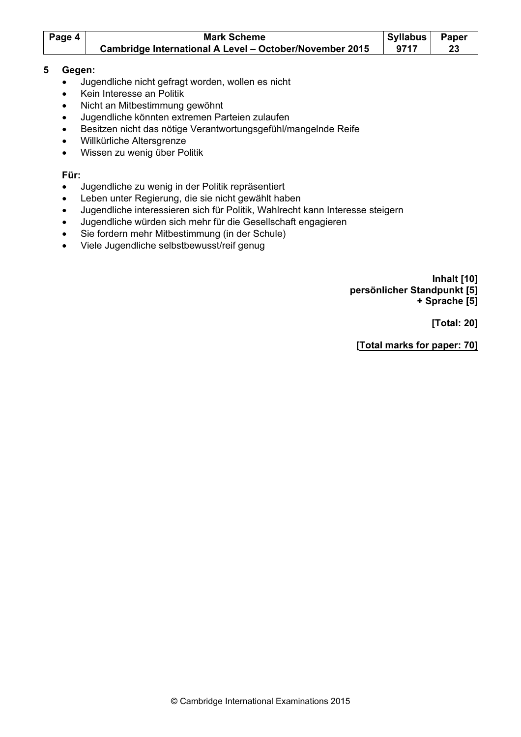**5 Gegen:**

- Jugendliche nicht gefragt worden, wollen es nicht
- Kein Interesse an Politik
- Nicht an Mitbestimmung gewöhnt
- Jugendliche könnten extremen Parteien zulaufen
- Besitzen nicht das nötige Verantwortungsgefühl/mangelnde Reife
- Willkürliche Altersgrenze
- Wissen zu wenig über Politik

**Für:**

- Jugendliche zu wenig in der Politik repräsentiert
- Leben unter Regierung, die sie nicht gewählt haben
- Jugendliche interessieren sich für Politik, Wahlrecht kann Interesse steigern
- Jugendliche würden sich mehr für die Gesellschaft engagieren
- Sie fordern mehr Mitbestimmung (in der Schule)
- Viele Jugendliche selbstbewusst/reif genug

**Inhalt [10]**
**persönlicher Standpunkt [5]**
**+ Sprache [5]**

**[Total: 20]**

**[Total marks for paper: 70]**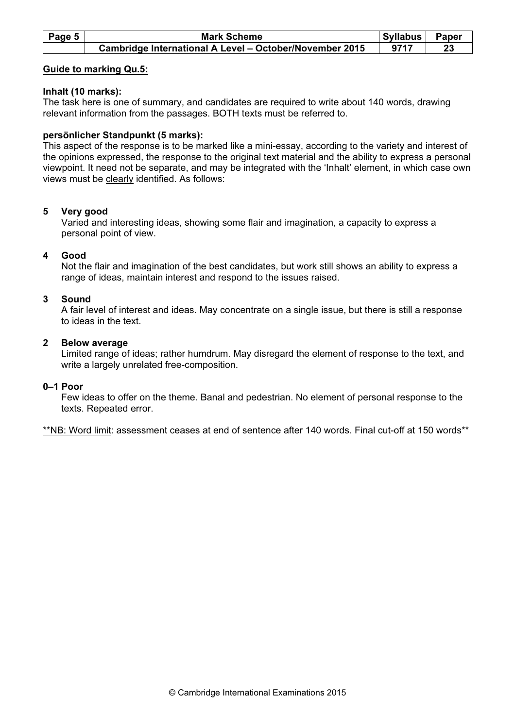**Guide to marking Qu.5:**

**Inhalt (10 marks):**
The task here is one of summary, and candidates are required to write about 140 words, drawing relevant information from the passages. BOTH texts must be referred to.

**persönlicher Standpunkt (5 marks):**
This aspect of the response is to be marked like a mini-essay, according to the variety and interest of the opinions expressed, the response to the original text material and the ability to express a personal viewpoint. It need not be separate, and may be integrated with the 'Inhalt' element, in which case own views must be clearly identified. As follows:

**5 Very good**
Varied and interesting ideas, showing some flair and imagination, a capacity to express a personal point of view.

**4 Good**
Not the flair and imagination of the best candidates, but work still shows an ability to express a range of ideas, maintain interest and respond to the issues raised.

**3 Sound**
A fair level of interest and ideas. May concentrate on a single issue, but there is still a response to ideas in the text.

**2 Below average**
Limited range of ideas; rather humdrum. May disregard the element of response to the text, and write a largely unrelated free-composition.

**0–1 Poor**
Few ideas to offer on the theme. Banal and pedestrian. No element of personal response to the texts. Repeated error.

**NB: Word limit: assessment ceases at end of sentence after 140 words. Final cut-off at 150 words**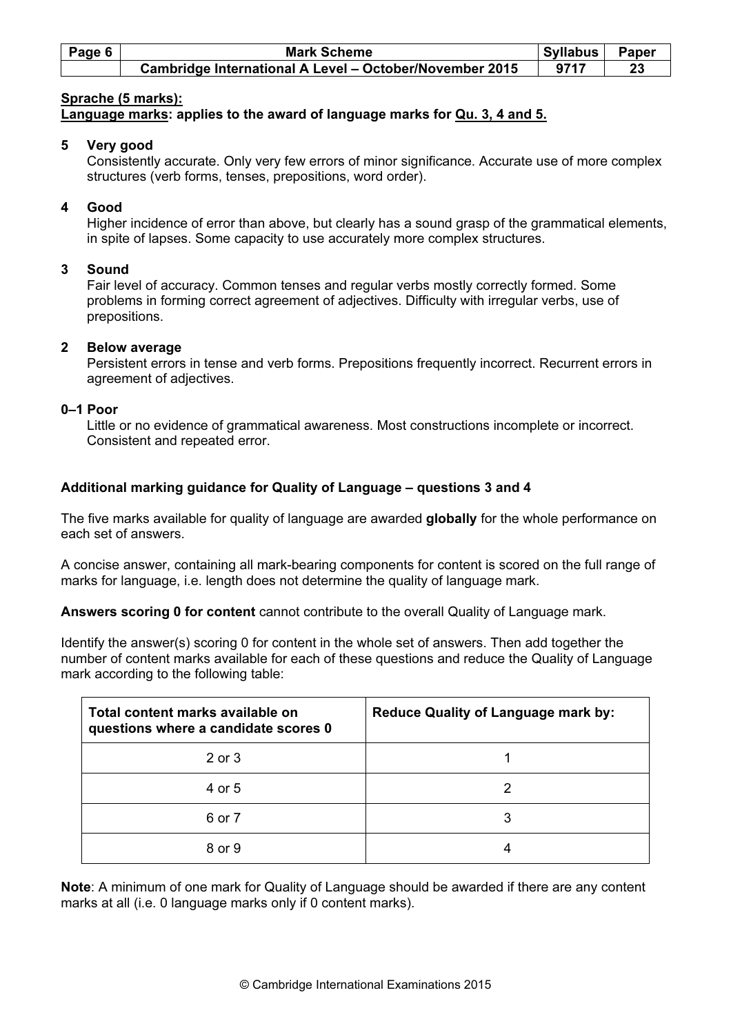**Sprache (5 marks):**
**Language marks: applies to the award of language marks for Qu. 3, 4 and 5.**

**5 Very good**
Consistently accurate. Only very few errors of minor significance. Accurate use of more complex structures (verb forms, tenses, prepositions, word order).

**4 Good**
Higher incidence of error than above, but clearly has a sound grasp of the grammatical elements, in spite of lapses. Some capacity to use accurately more complex structures.

**3 Sound**
Fair level of accuracy. Common tenses and regular verbs mostly correctly formed. Some problems in forming correct agreement of adjectives. Difficulty with irregular verbs, use of prepositions.

**2 Below average**
Persistent errors in tense and verb forms. Prepositions frequently incorrect. Recurrent errors in agreement of adjectives.

**0–1 Poor**
Little or no evidence of grammatical awareness. Most constructions incomplete or incorrect. Consistent and repeated error.

**Additional marking guidance for Quality of Language – questions 3 and 4**

The five marks available for quality of language are awarded **globally** for the whole performance on each set of answers.

A concise answer, containing all mark-bearing components for content is scored on the full range of marks for language, i.e. length does not determine the quality of language mark.

**Answers scoring 0 for content** cannot contribute to the overall Quality of Language mark.

Identify the answer(s) scoring 0 for content in the whole set of answers. Then add together the number of content marks available for each of these questions and reduce the Quality of Language mark according to the following table:

| Total content marks available on questions where a candidate scores 0 | Reduce Quality of Language mark by: |
|---|---|
| 2 or 3 | 1 |
| 4 or 5 | 2 |
| 6 or 7 | 3 |
| 8 or 9 | 4 |

**Note**: A minimum of one mark for Quality of Language should be awarded if there are any content marks at all (i.e. 0 language marks only if 0 content marks).